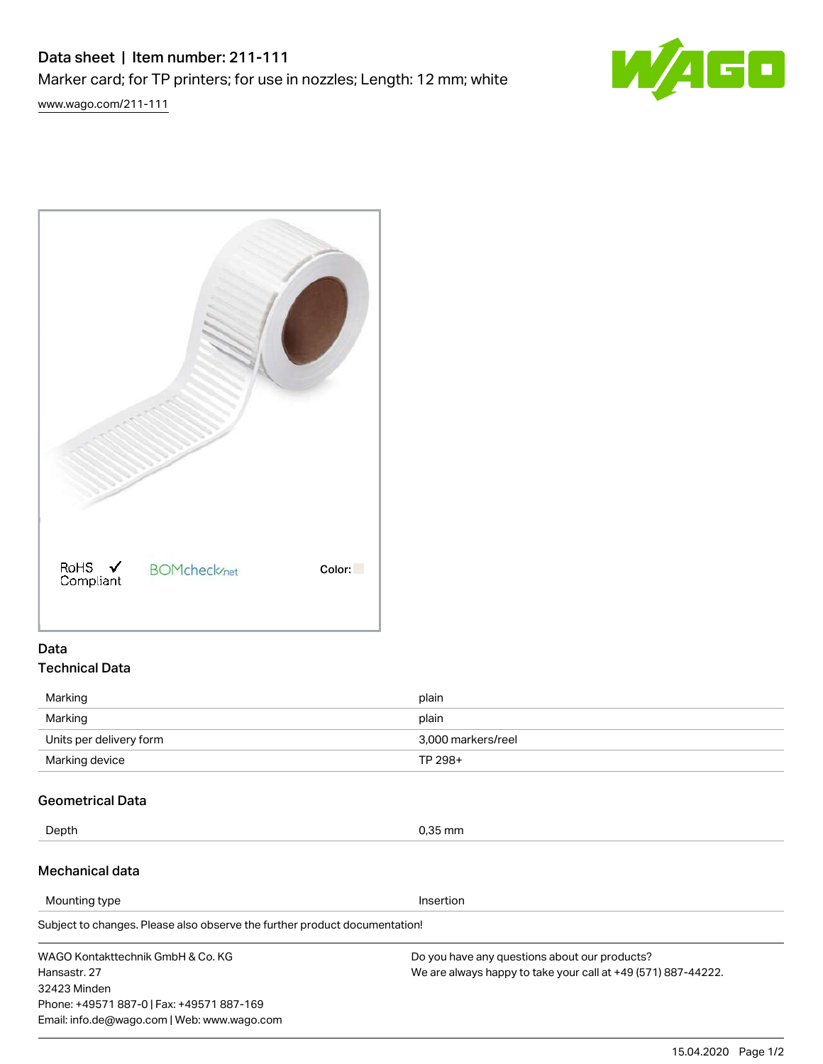# Data sheet | Item number: 211-111

Marker card; for TP printers; for use in nozzles; Length: 12 mm; white

www.wago.com/211-111

RoHS ✓ Compliant

BOMcheck.net

Color:

## Data

### Technical Data

| | |
|---|---|
| Marking | plain |
| Marking | plain |
| Units per delivery form | 3,000 markers/reel |
| Marking device | TP 298+ |

### Geometrical Data

| | |
|---|---|
| Depth | 0,35 mm |

### Mechanical data

| | |
|---|---|
| Mounting type | Insertion |

Subject to changes. Please also observe the further product documentation!

WAGO Kontakttechnik GmbH & Co. KG
Hansastr. 27
32423 Minden
Phone: +49571 887-0 | Fax: +49571 887-169
Email: info.de@wago.com | Web: www.wago.com

Do you have any questions about our products?
We are always happy to take your call at +49 (571) 887-44222.

15.04.2020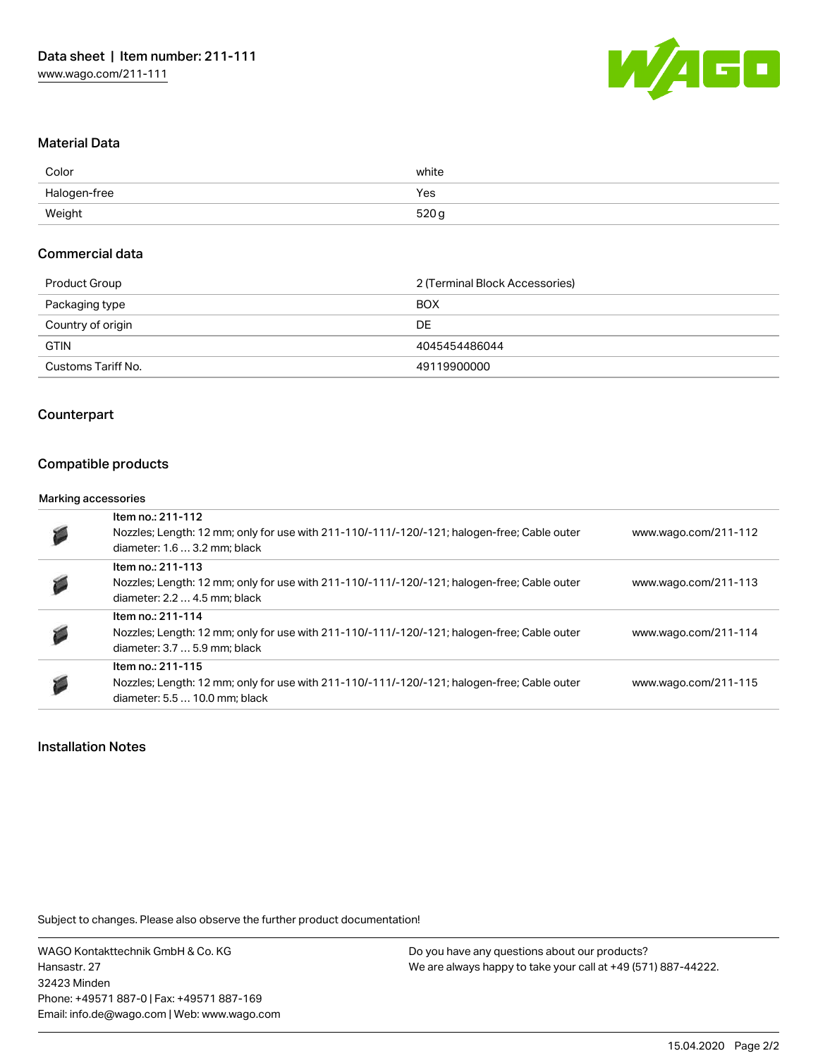## Material Data

| | |
|---|---|
| Color | white |
| Halogen-free | Yes |
| Weight | 520 g |

## Commercial data

| | |
|---|---|
| Product Group | 2 (Terminal Block Accessories) |
| Packaging type | BOX |
| Country of origin | DE |
| GTIN | 4045454486044 |
| Customs Tariff No. | 49119900000 |

## Counterpart

## Compatible products

### Marking accessories

| | | |
|---|---|---|
| | Item no.: 211-112<br>Nozzles; Length: 12 mm; only for use with 211-110/-111/-120/-121; halogen-free; Cable outer diameter: 1.6 … 3.2 mm; black | www.wago.com/211-112 |
| | Item no.: 211-113<br>Nozzles; Length: 12 mm; only for use with 211-110/-111/-120/-121; halogen-free; Cable outer diameter: 2.2 … 4.5 mm; black | www.wago.com/211-113 |
| | Item no.: 211-114<br>Nozzles; Length: 12 mm; only for use with 211-110/-111/-120/-121; halogen-free; Cable outer diameter: 3.7 … 5.9 mm; black | www.wago.com/211-114 |
| | Item no.: 211-115<br>Nozzles; Length: 12 mm; only for use with 211-110/-111/-120/-121; halogen-free; Cable outer diameter: 5.5 … 10.0 mm; black | www.wago.com/211-115 |

## Installation Notes

Subject to changes. Please also observe the further product documentation!

WAGO Kontakttechnik GmbH & Co. KG
Hansastr. 27
32423 Minden
Phone: +49571 887-0 | Fax: +49571 887-169
Email: info.de@wago.com | Web: www.wago.com

Do you have any questions about our products?
We are always happy to take your call at +49 (571) 887-44222.